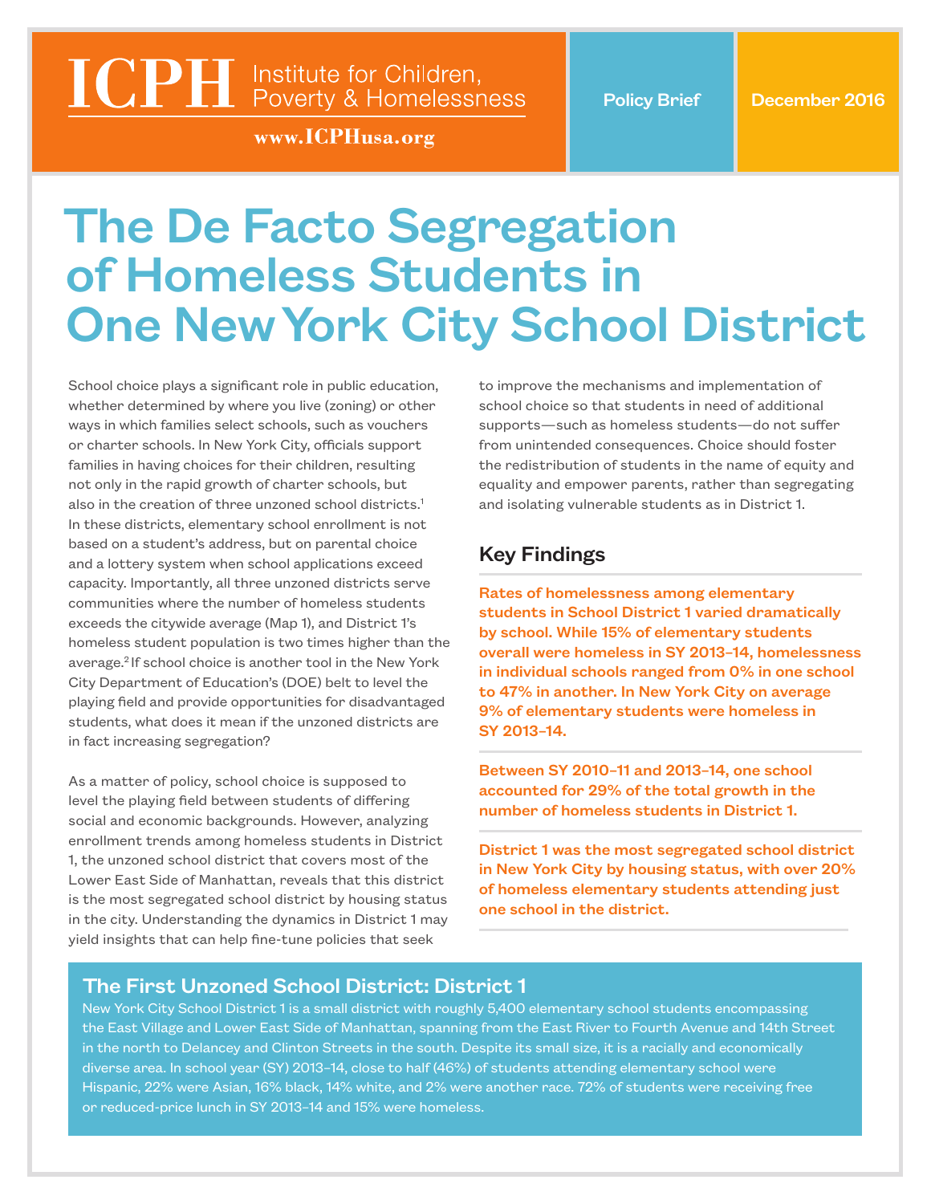ICPH Institute for Children, Poverty & Homelessness

www.ICPHusa.org

Policy Brief

December 2016

# The De Facto Segregation of Homeless Students in One New York City School District

School choice plays a significant role in public education, whether determined by where you live (zoning) or other ways in which families select schools, such as vouchers or charter schools. In New York City, officials support families in having choices for their children, resulting not only in the rapid growth of charter schools, but also in the creation of three unzoned school districts.[1] In these districts, elementary school enrollment is not based on a student's address, but on parental choice and a lottery system when school applications exceed capacity. Importantly, all three unzoned districts serve communities where the number of homeless students exceeds the citywide average (Map 1), and District 1's homeless student population is two times higher than the average.[2] If school choice is another tool in the New York City Department of Education's (DOE) belt to level the playing field and provide opportunities for disadvantaged students, what does it mean if the unzoned districts are in fact increasing segregation?

As a matter of policy, school choice is supposed to level the playing field between students of differing social and economic backgrounds. However, analyzing enrollment trends among homeless students in District 1, the unzoned school district that covers most of the Lower East Side of Manhattan, reveals that this district is the most segregated school district by housing status in the city. Understanding the dynamics in District 1 may yield insights that can help fine-tune policies that seek to improve the mechanisms and implementation of school choice so that students in need of additional supports—such as homeless students—do not suffer from unintended consequences. Choice should foster the redistribution of students in the name of equity and equality and empower parents, rather than segregating and isolating vulnerable students as in District 1.

## Key Findings

**Rates of homelessness among elementary students in School District 1 varied dramatically by school. While 15% of elementary students overall were homeless in SY 2013–14, homelessness in individual schools ranged from 0% in one school to 47% in another. In New York City on average 9% of elementary students were homeless in SY 2013–14.**

**Between SY 2010–11 and 2013–14, one school accounted for 29% of the total growth in the number of homeless students in District 1.**

**District 1 was the most segregated school district in New York City by housing status, with over 20% of homeless elementary students attending just one school in the district.**

## The First Unzoned School District: District 1

New York City School District 1 is a small district with roughly 5,400 elementary school students encompassing the East Village and Lower East Side of Manhattan, spanning from the East River to Fourth Avenue and 14th Street in the north to Delancey and Clinton Streets in the south. Despite its small size, it is a racially and economically diverse area. In school year (SY) 2013–14, close to half (46%) of students attending elementary school were Hispanic, 22% were Asian, 16% black, 14% white, and 2% were another race. 72% of students were receiving free or reduced-price lunch in SY 2013–14 and 15% were homeless.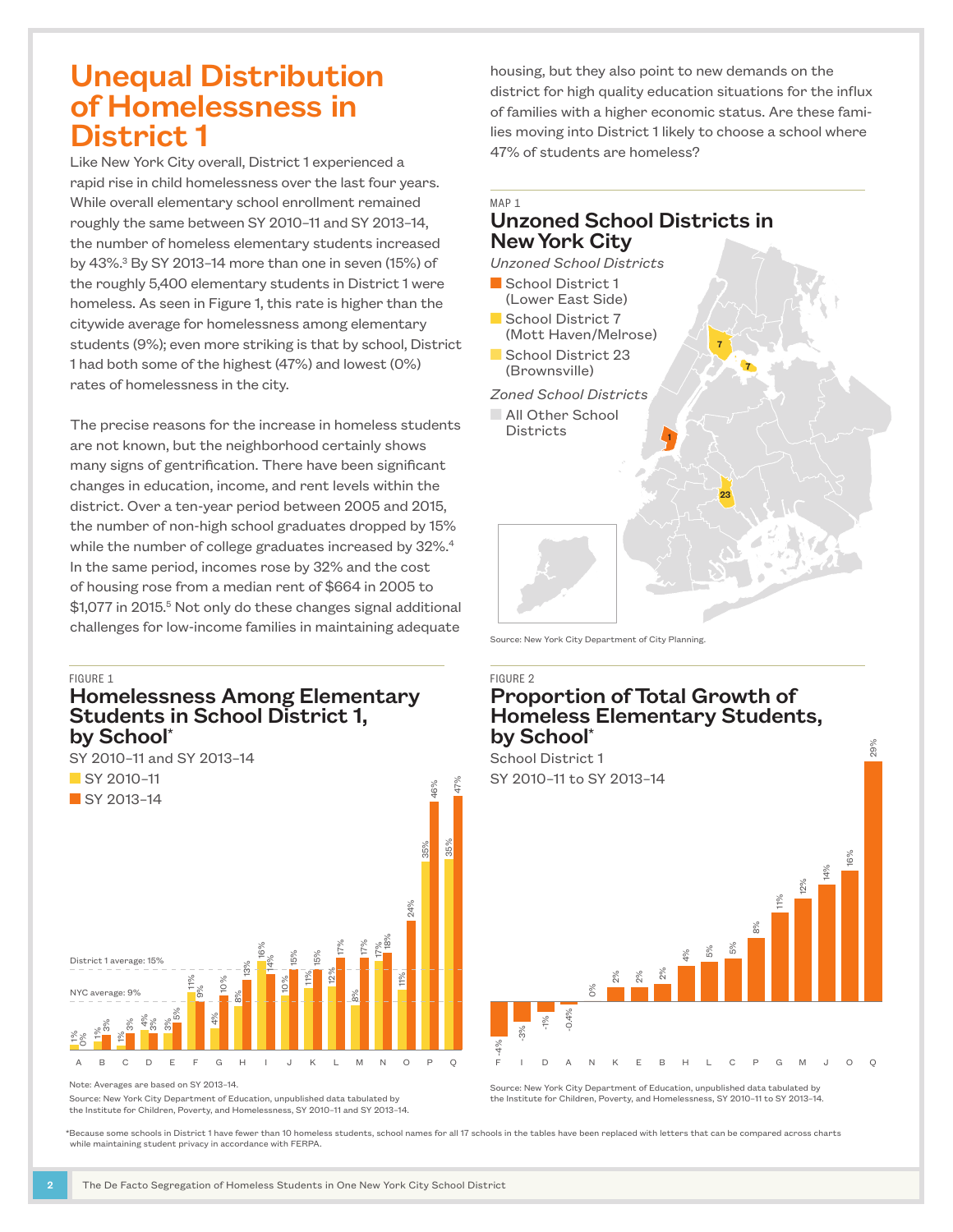# Unequal Distribution of Homelessness in District 1

Like New York City overall, District 1 experienced a rapid rise in child homelessness over the last four years. While overall elementary school enrollment remained roughly the same between SY 2010–11 and SY 2013–14, the number of homeless elementary students increased by 43%.[3] By SY 2013–14 more than one in seven (15%) of the roughly 5,400 elementary students in District 1 were homeless. As seen in Figure 1, this rate is higher than the citywide average for homelessness among elementary students (9%); even more striking is that by school, District 1 had both some of the highest (47%) and lowest (0%) rates of homelessness in the city.

The precise reasons for the increase in homeless students are not known, but the neighborhood certainly shows many signs of gentrification. There have been significant changes in education, income, and rent levels within the district. Over a ten-year period between 2005 and 2015, the number of non-high school graduates dropped by 15% while the number of college graduates increased by 32%.[4] In the same period, incomes rose by 32% and the cost of housing rose from a median rent of $664 in 2005 to $1,077 in 2015.[5] Not only do these changes signal additional challenges for low-income families in maintaining adequate housing, but they also point to new demands on the district for high quality education situations for the influx of families with a higher economic status. Are these families moving into District 1 likely to choose a school where 47% of students are homeless?

MAP 1

## Unzoned School Districts in New York City

*Unzoned School Districts*

- School District 1 (Lower East Side)
- School District 7 (Mott Haven/Melrose)
- School District 23 (Brownsville)

*Zoned School Districts*

- All Other School Districts

Source: New York City Department of City Planning.

FIGURE 1

## Homelessness Among Elementary Students in School District 1, by School*

SY 2010–11 and SY 2013–14

| School | SY 2010–11 | SY 2013–14 |
|---|---|---|
| A | 1% | 0% |
| B | 1% | 3% |
| C | 1% | 3% |
| D | 4% | 3% |
| E | 3% | 5% |
| F | 11% | 9% |
| G | 4% | 10% |
| H | 8% | 13% |
| I | 16% | 14% |
| J | 10% | 15% |
| K | 11% | 15% |
| L | 12% | 17% |
| M | 8% | 17% |
| N | 17% | 18% |
| O | 11% | 24% |
| P | 35% | 46% |
| Q | 35% | 47% |

District 1 average: 15%
NYC average: 9%

Note: Averages are based on SY 2013–14.

Source: New York City Department of Education, unpublished data tabulated by the Institute for Children, Poverty, and Homelessness, SY 2010–11 and SY 2013–14.

FIGURE 2

## Proportion of Total Growth of Homeless Elementary Students, by School*

School District 1

SY 2010–11 to SY 2013–14

| School | Proportion of Growth |
|---|---|
| F | -4% |
| I | -3% |
| D | -1% |
| A | -0.4% |
| N | 0% |
| K | 2% |
| E | 2% |
| B | 2% |
| H | 4% |
| L | 5% |
| C | 5% |
| P | 8% |
| G | 11% |
| M | 12% |
| J | 14% |
| O | 16% |
| Q | 29% |

Source: New York City Department of Education, unpublished data tabulated by the Institute for Children, Poverty, and Homelessness, SY 2010–11 to SY 2013–14.

*Because some schools in District 1 have fewer than 10 homeless students, school names for all 17 schools in the tables have been replaced with letters that can be compared across charts while maintaining student privacy in accordance with FERPA.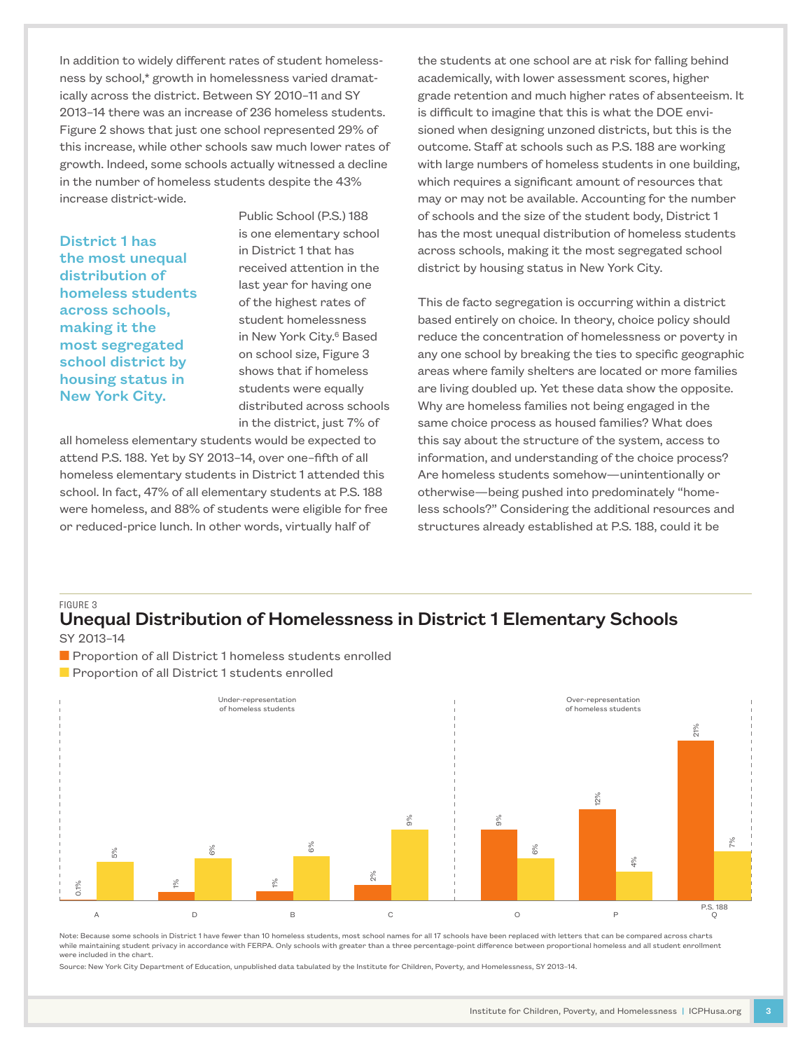In addition to widely different rates of student homelessness by school,* growth in homelessness varied dramatically across the district. Between SY 2010–11 and SY 2013–14 there was an increase of 236 homeless students. Figure 2 shows that just one school represented 29% of this increase, while other schools saw much lower rates of growth. Indeed, some schools actually witnessed a decline in the number of homeless students despite the 43% increase district-wide.

**District 1 has the most unequal distribution of homeless students across schools, making it the most segregated school district by housing status in New York City.**

Public School (P.S.) 188 is one elementary school in District 1 that has received attention in the last year for having one of the highest rates of student homelessness in New York City.[6] Based on school size, Figure 3 shows that if homeless students were equally distributed across schools in the district, just 7% of all homeless elementary students would be expected to attend P.S. 188. Yet by SY 2013–14, over one–fifth of all homeless elementary students in District 1 attended this school. In fact, 47% of all elementary students at P.S. 188 were homeless, and 88% of students were eligible for free or reduced-price lunch. In other words, virtually half of the students at one school are at risk for falling behind academically, with lower assessment scores, higher grade retention and much higher rates of absenteeism. It is difficult to imagine that this is what the DOE envisioned when designing unzoned districts, but this is the outcome. Staff at schools such as P.S. 188 are working with large numbers of homeless students in one building, which requires a significant amount of resources that may or may not be available. Accounting for the number of schools and the size of the student body, District 1 has the most unequal distribution of homeless students across schools, making it the most segregated school district by housing status in New York City.

This de facto segregation is occurring within a district based entirely on choice. In theory, choice policy should reduce the concentration of homelessness or poverty in any one school by breaking the ties to specific geographic areas where family shelters are located or more families are living doubled up. Yet these data show the opposite. Why are homeless families not being engaged in the same choice process as housed families? What does this say about the structure of the system, access to information, and understanding of the choice process? Are homeless students somehow—unintentionally or otherwise—being pushed into predominately "homeless schools?" Considering the additional resources and structures already established at P.S. 188, could it be

FIGURE 3

## Unequal Distribution of Homelessness in District 1 Elementary Schools

SY 2013–14

| School | Proportion of all District 1 homeless students enrolled | Proportion of all District 1 students enrolled |
|---|---|---|
| *Under-representation of homeless students* | | |
| A | 0.1% | 5% |
| D | 1% | 6% |
| B | 1% | 6% |
| C | 2% | 9% |
| *Over-representation of homeless students* | | |
| O | 9% | 6% |
| P | 12% | 4% |
| Q (P.S. 188) | 21% | 7% |

Note: Because some schools in District 1 have fewer than 10 homeless students, most school names for all 17 schools have been replaced with letters that can be compared across charts while maintaining student privacy in accordance with FERPA. Only schools with greater than a three percentage-point difference between proportional homeless and all student enrollment were included in the chart.

Source: New York City Department of Education, unpublished data tabulated by the Institute for Children, Poverty, and Homelessness, SY 2013–14.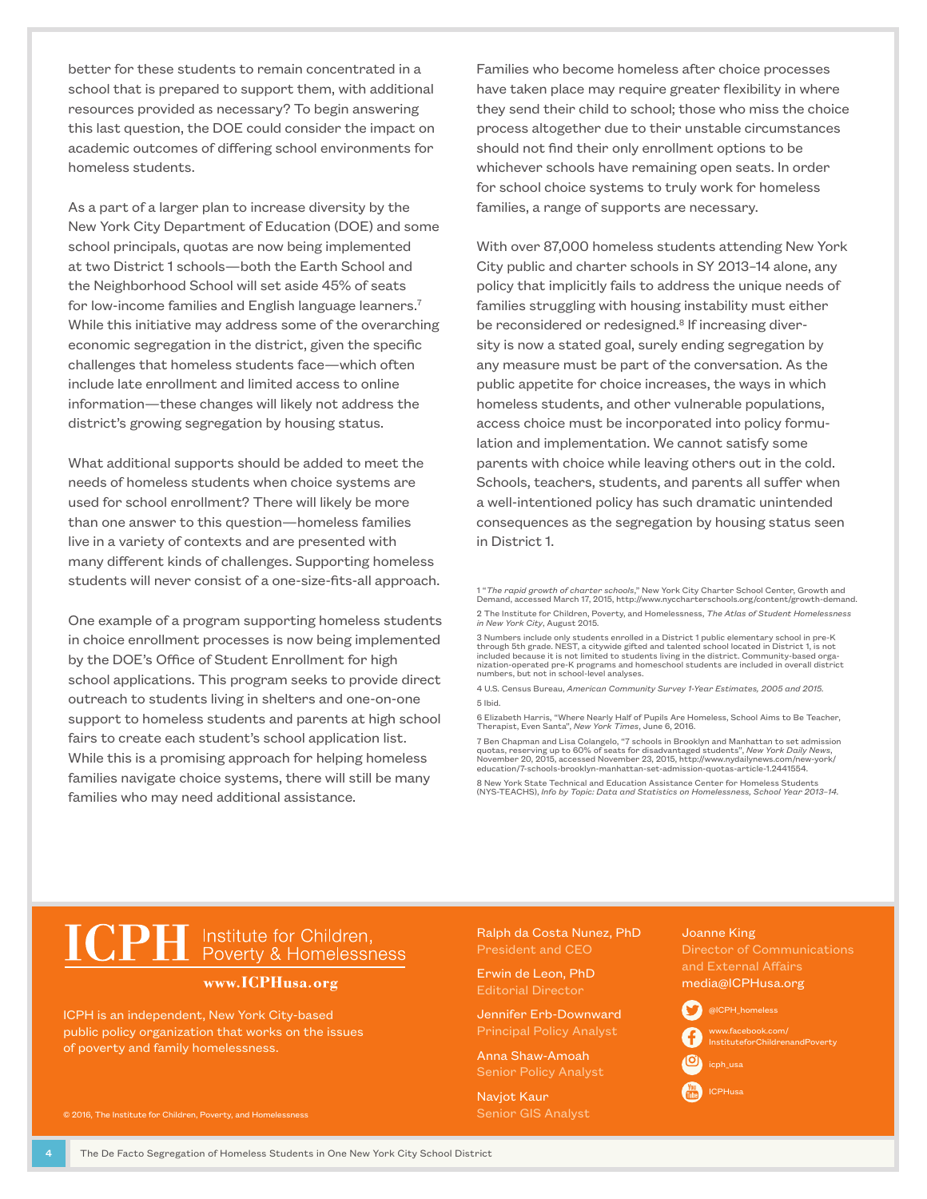better for these students to remain concentrated in a school that is prepared to support them, with additional resources provided as necessary? To begin answering this last question, the DOE could consider the impact on academic outcomes of differing school environments for homeless students.

As a part of a larger plan to increase diversity by the New York City Department of Education (DOE) and some school principals, quotas are now being implemented at two District 1 schools—both the Earth School and the Neighborhood School will set aside 45% of seats for low-income families and English language learners.[7] While this initiative may address some of the overarching economic segregation in the district, given the specific challenges that homeless students face—which often include late enrollment and limited access to online information—these changes will likely not address the district's growing segregation by housing status.

What additional supports should be added to meet the needs of homeless students when choice systems are used for school enrollment? There will likely be more than one answer to this question—homeless families live in a variety of contexts and are presented with many different kinds of challenges. Supporting homeless students will never consist of a one-size-fits-all approach.

One example of a program supporting homeless students in choice enrollment processes is now being implemented by the DOE's Office of Student Enrollment for high school applications. This program seeks to provide direct outreach to students living in shelters and one-on-one support to homeless students and parents at high school fairs to create each student's school application list. While this is a promising approach for helping homeless families navigate choice systems, there will still be many families who may need additional assistance.

Families who become homeless after choice processes have taken place may require greater flexibility in where they send their child to school; those who miss the choice process altogether due to their unstable circumstances should not find their only enrollment options to be whichever schools have remaining open seats. In order for school choice systems to truly work for homeless families, a range of supports are necessary.

With over 87,000 homeless students attending New York City public and charter schools in SY 2013–14 alone, any policy that implicitly fails to address the unique needs of families struggling with housing instability must either be reconsidered or redesigned.[8] If increasing diversity is now a stated goal, surely ending segregation by any measure must be part of the conversation. As the public appetite for choice increases, the ways in which homeless students, and other vulnerable populations, access choice must be incorporated into policy formulation and implementation. We cannot satisfy some parents with choice while leaving others out in the cold. Schools, teachers, students, and parents all suffer when a well-intentioned policy has such dramatic unintended consequences as the segregation by housing status seen in District 1.

1 "*The rapid growth of charter schools*," New York City Charter School Center, Growth and Demand, accessed March 17, 2015, http://www.nyccharterschools.org/content/growth-demand.

2 The Institute for Children, Poverty, and Homelessness, *The Atlas of Student Homelessness in New York City*, August 2015.

3 Numbers include only students enrolled in a District 1 public elementary school in pre-K through 5th grade. NEST, a citywide gifted and talented school located in District 1, is not included because it is not limited to students living in the district. Community-based organization-operated pre-K programs and homeschool students are included in overall district numbers, but not in school-level analyses.

4 U.S. Census Bureau, *American Community Survey 1-Year Estimates, 2005 and 2015.*

5 Ibid.

6 Elizabeth Harris, "Where Nearly Half of Pupils Are Homeless, School Aims to Be Teacher, Therapist, Even Santa", *New York Times*, June 6, 2016.

7 Ben Chapman and Lisa Colangelo, "7 schools in Brooklyn and Manhattan to set admission quotas, reserving up to 60% of seats for disadvantaged students", *New York Daily News*, November 20, 2015, accessed November 23, 2015, http://www.nydailynews.com/new-york/education/7-schools-brooklyn-manhattan-set-admission-quotas-article-1.2441554.

8 New York State Technical and Education Assistance Center for Homeless Students (NYS-TEACHS), *Info by Topic: Data and Statistics on Homelessness, School Year 2013–14.*

**ICPH** Institute for Children, Poverty & Homelessness

**www.ICPHusa.org**

ICPH is an independent, New York City-based public policy organization that works on the issues of poverty and family homelessness.

© 2016, The Institute for Children, Poverty, and Homelessness

Ralph da Costa Nunez, PhD
President and CEO

Erwin de Leon, PhD
Editorial Director

Jennifer Erb-Downward
Principal Policy Analyst

Anna Shaw-Amoah
Senior Policy Analyst

Navjot Kaur
Senior GIS Analyst

Joanne King
Director of Communications and External Affairs
media@ICPHusa.org

@ICPH_homeless

www.facebook.com/InstituteforChildrenandPoverty

icph_usa

ICPHusa